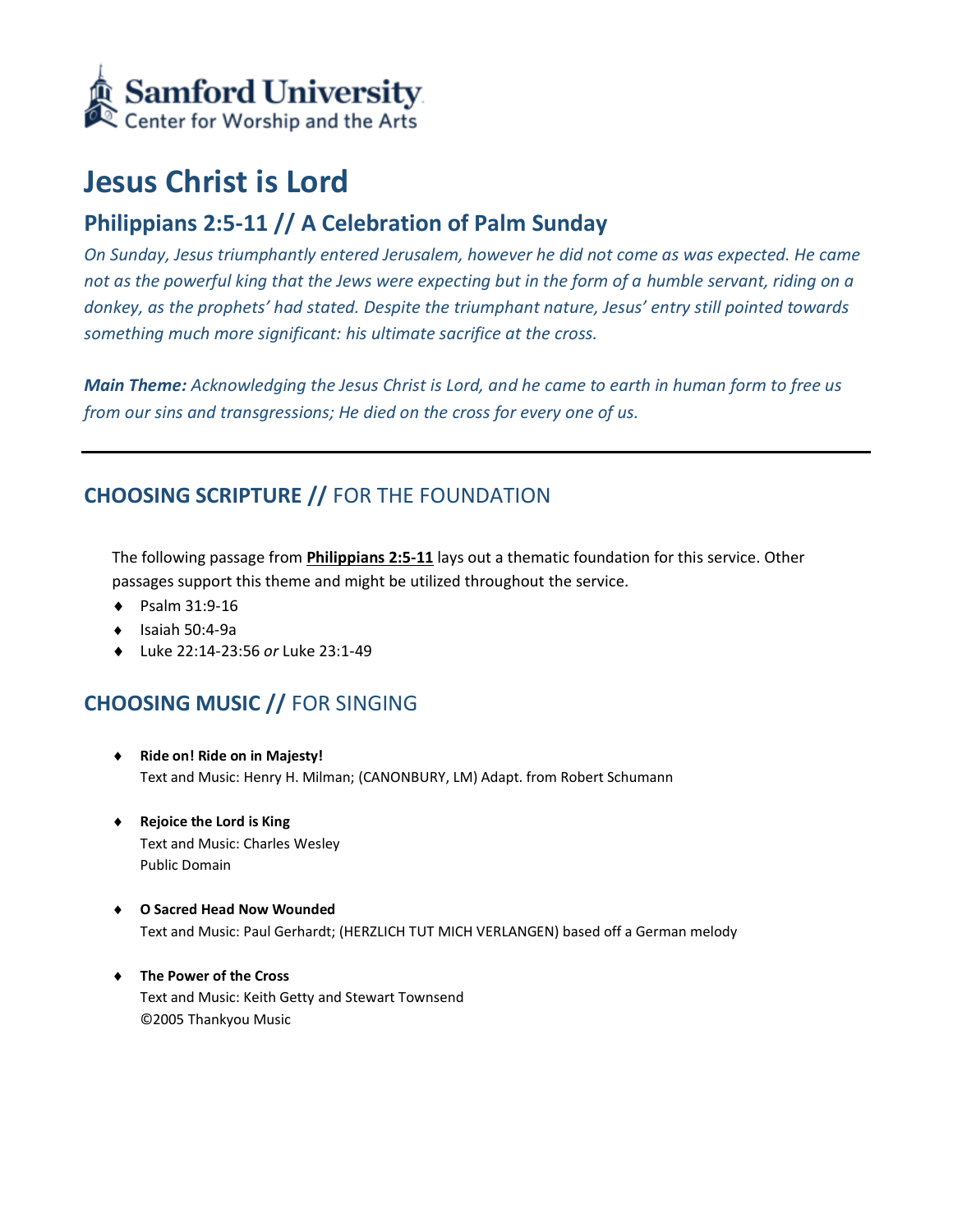Samford University
Center for Worship and the Arts

# Jesus Christ is Lord

## Philippians 2:5-11 // A Celebration of Palm Sunday

*On Sunday, Jesus triumphantly entered Jerusalem, however he did not come as was expected. He came not as the powerful king that the Jews were expecting but in the form of a humble servant, riding on a donkey, as the prophets' had stated. Despite the triumphant nature, Jesus' entry still pointed towards something much more significant: his ultimate sacrifice at the cross.*

***Main Theme:*** *Acknowledging the Jesus Christ is Lord, and he came to earth in human form to free us from our sins and transgressions; He died on the cross for every one of us.*

---

## CHOOSING SCRIPTURE // FOR THE FOUNDATION

The following passage from **Philippians 2:5-11** lays out a thematic foundation for this service. Other passages support this theme and might be utilized throughout the service.

- Psalm 31:9-16
- Isaiah 50:4-9a
- Luke 22:14-23:56 *or* Luke 23:1-49

## CHOOSING MUSIC // FOR SINGING

- **Ride on! Ride on in Majesty!**
  Text and Music: Henry H. Milman; (CANONBURY, LM) Adapt. from Robert Schumann

- **Rejoice the Lord is King**
  Text and Music: Charles Wesley
  Public Domain

- **O Sacred Head Now Wounded**
  Text and Music: Paul Gerhardt; (HERZLICH TUT MICH VERLANGEN) based off a German melody

- **The Power of the Cross**
  Text and Music: Keith Getty and Stewart Townsend
  ©2005 Thankyou Music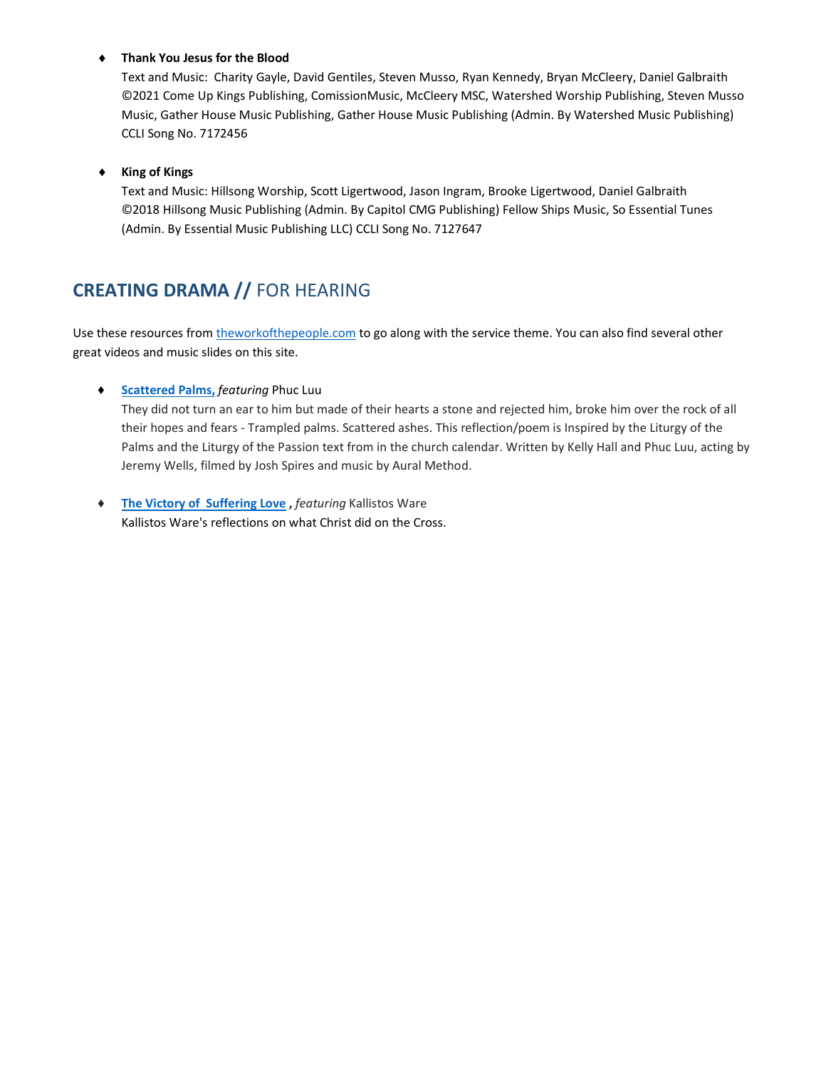- **Thank You Jesus for the Blood**
  Text and Music: Charity Gayle, David Gentiles, Steven Musso, Ryan Kennedy, Bryan McCleery, Daniel Galbraith ©2021 Come Up Kings Publishing, ComissionMusic, McCleery MSC, Watershed Worship Publishing, Steven Musso Music, Gather House Music Publishing, Gather House Music Publishing (Admin. By Watershed Music Publishing) CCLI Song No. 7172456

- **King of Kings**
  Text and Music: Hillsong Worship, Scott Ligertwood, Jason Ingram, Brooke Ligertwood, Daniel Galbraith ©2018 Hillsong Music Publishing (Admin. By Capitol CMG Publishing) Fellow Ships Music, So Essential Tunes (Admin. By Essential Music Publishing LLC) CCLI Song No. 7127647

## **CREATING DRAMA //** FOR HEARING

Use these resources from theworkofthepeople.com to go along with the service theme. You can also find several other great videos and music slides on this site.

- **Scattered Palms,** *featuring* Phuc Luu
  They did not turn an ear to him but made of their hearts a stone and rejected him, broke him over the rock of all their hopes and fears - Trampled palms. Scattered ashes. This reflection/poem is Inspired by the Liturgy of the Palms and the Liturgy of the Passion text from in the church calendar. Written by Kelly Hall and Phuc Luu, acting by Jeremy Wells, filmed by Josh Spires and music by Aural Method.

- **The Victory of Suffering Love ,** *featuring* Kallistos Ware
  Kallistos Ware's reflections on what Christ did on the Cross.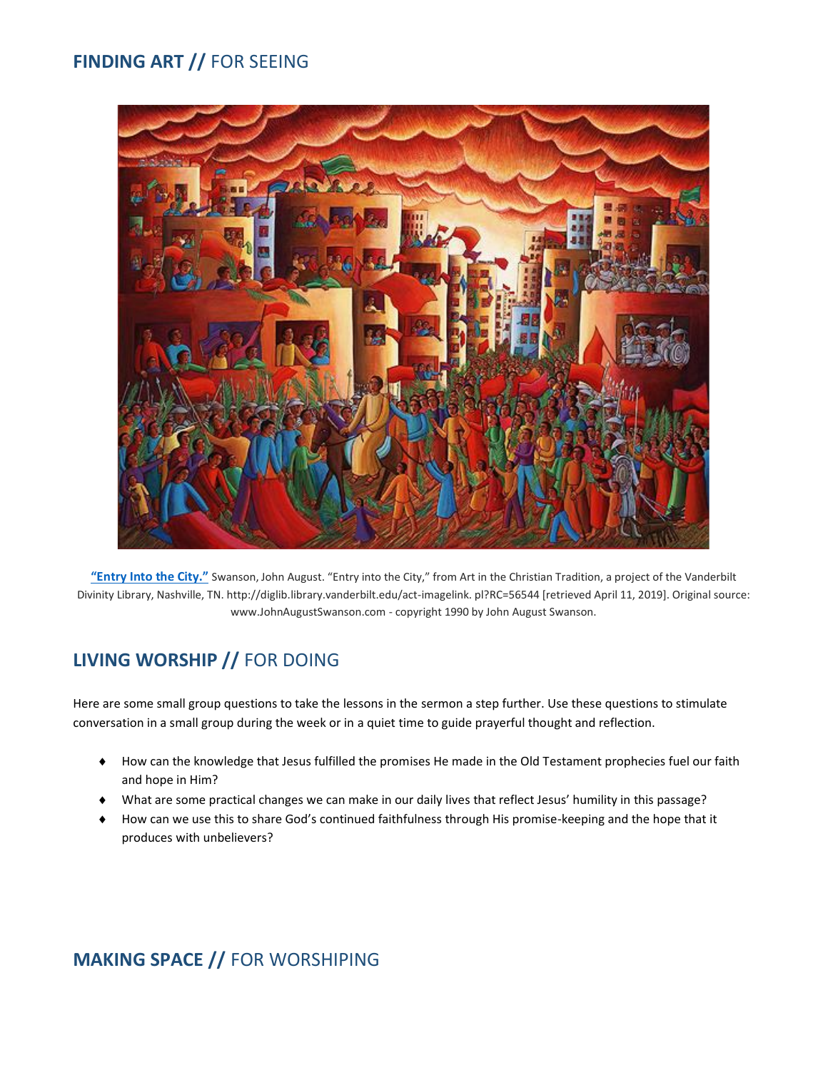## **FINDING ART //** FOR SEEING

**"Entry Into the City."** Swanson, John August. "Entry into the City," from Art in the Christian Tradition, a project of the Vanderbilt Divinity Library, Nashville, TN. http://diglib.library.vanderbilt.edu/act-imagelink. pl?RC=56544 [retrieved April 11, 2019]. Original source: www.JohnAugustSwanson.com - copyright 1990 by John August Swanson.

## **LIVING WORSHIP //** FOR DOING

Here are some small group questions to take the lessons in the sermon a step further. Use these questions to stimulate conversation in a small group during the week or in a quiet time to guide prayerful thought and reflection.

- How can the knowledge that Jesus fulfilled the promises He made in the Old Testament prophecies fuel our faith and hope in Him?
- What are some practical changes we can make in our daily lives that reflect Jesus' humility in this passage?
- How can we use this to share God's continued faithfulness through His promise-keeping and the hope that it produces with unbelievers?

## **MAKING SPACE //** FOR WORSHIPING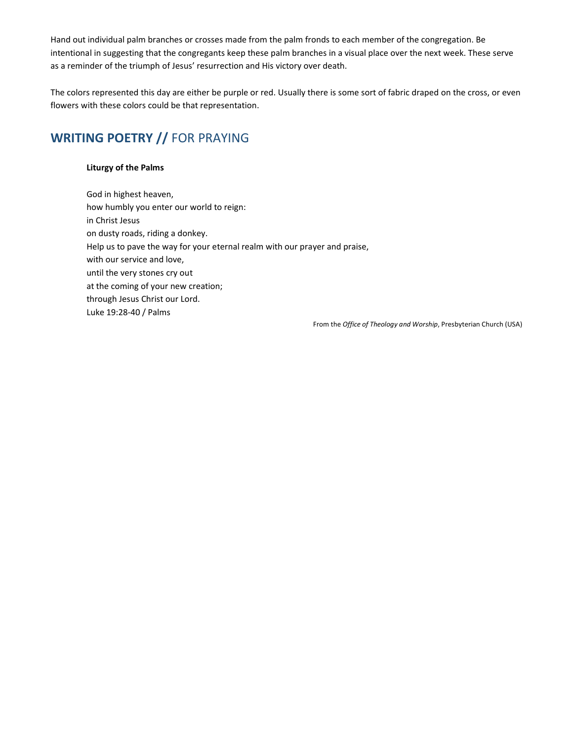Hand out individual palm branches or crosses made from the palm fronds to each member of the congregation. Be intentional in suggesting that the congregants keep these palm branches in a visual place over the next week. These serve as a reminder of the triumph of Jesus' resurrection and His victory over death.

The colors represented this day are either be purple or red. Usually there is some sort of fabric draped on the cross, or even flowers with these colors could be that representation.

## **WRITING POETRY //** FOR PRAYING

**Liturgy of the Palms**

God in highest heaven,  
how humbly you enter our world to reign:  
in Christ Jesus  
on dusty roads, riding a donkey.  
Help us to pave the way for your eternal realm with our prayer and praise,  
with our service and love,  
until the very stones cry out  
at the coming of your new creation;  
through Jesus Christ our Lord.  
Luke 19:28-40 / Palms

From the *Office of Theology and Worship*, Presbyterian Church (USA)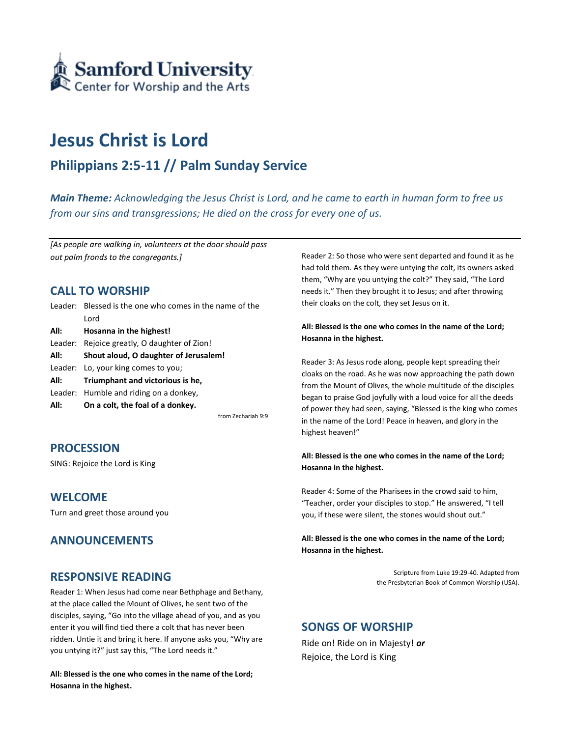Samford University
Center for Worship and the Arts

# Jesus Christ is Lord

## Philippians 2:5-11 // Palm Sunday Service

***Main Theme:*** *Acknowledging the Jesus Christ is Lord, and he came to earth in human form to free us from our sins and transgressions; He died on the cross for every one of us.*

---

*[As people are walking in, volunteers at the door should pass out palm fronds to the congregants.]*

### CALL TO WORSHIP

Leader: Blessed is the one who comes in the name of the Lord
**All: Hosanna in the highest!**
Leader: Rejoice greatly, O daughter of Zion!
**All: Shout aloud, O daughter of Jerusalem!**
Leader: Lo, your king comes to you;
**All: Triumphant and victorious is he,**
Leader: Humble and riding on a donkey,
**All: On a colt, the foal of a donkey.**

from Zechariah 9:9

### PROCESSION

SING: Rejoice the Lord is King

### WELCOME

Turn and greet those around you

### ANNOUNCEMENTS

### RESPONSIVE READING

Reader 1: When Jesus had come near Bethphage and Bethany, at the place called the Mount of Olives, he sent two of the disciples, saying, "Go into the village ahead of you, and as you enter it you will find tied there a colt that has never been ridden. Untie it and bring it here. If anyone asks you, "Why are you untying it?" just say this, "The Lord needs it."

**All: Blessed is the one who comes in the name of the Lord; Hosanna in the highest.**

Reader 2: So those who were sent departed and found it as he had told them. As they were untying the colt, its owners asked them, "Why are you untying the colt?" They said, "The Lord needs it." Then they brought it to Jesus; and after throwing their cloaks on the colt, they set Jesus on it.

**All: Blessed is the one who comes in the name of the Lord; Hosanna in the highest.**

Reader 3: As Jesus rode along, people kept spreading their cloaks on the road. As he was now approaching the path down from the Mount of Olives, the whole multitude of the disciples began to praise God joyfully with a loud voice for all the deeds of power they had seen, saying, "Blessed is the king who comes in the name of the Lord! Peace in heaven, and glory in the highest heaven!"

**All: Blessed is the one who comes in the name of the Lord; Hosanna in the highest.**

Reader 4: Some of the Pharisees in the crowd said to him, "Teacher, order your disciples to stop." He answered, "I tell you, if these were silent, the stones would shout out."

**All: Blessed is the one who comes in the name of the Lord; Hosanna in the highest.**

Scripture from Luke 19:29-40. Adapted from the Presbyterian Book of Common Worship (USA).

### SONGS OF WORSHIP

Ride on! Ride on in Majesty! ***or***
Rejoice, the Lord is King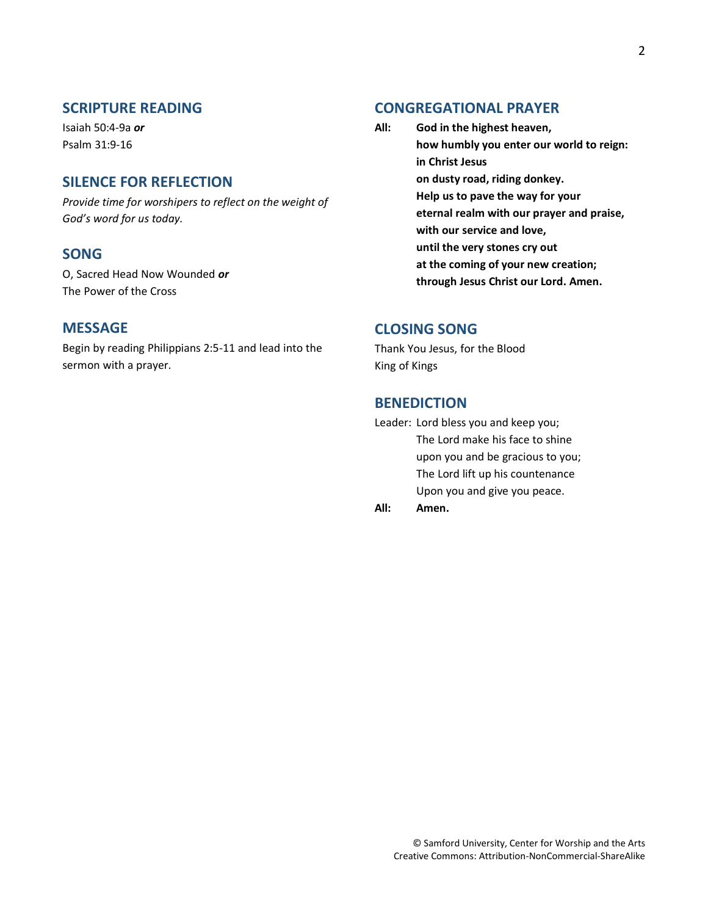## SCRIPTURE READING

Isaiah 50:4-9a ***or***
Psalm 31:9-16

## SILENCE FOR REFLECTION

*Provide time for worshipers to reflect on the weight of God's word for us today.*

## SONG

O, Sacred Head Now Wounded ***or***
The Power of the Cross

## MESSAGE

Begin by reading Philippians 2:5-11 and lead into the sermon with a prayer.

## CONGREGATIONAL PRAYER

**All:** **God in the highest heaven,
how humbly you enter our world to reign:
in Christ Jesus
on dusty road, riding donkey.
Help us to pave the way for your
eternal realm with our prayer and praise,
with our service and love,
until the very stones cry out
at the coming of your new creation;
through Jesus Christ our Lord. Amen.**

## CLOSING SONG

Thank You Jesus, for the Blood
King of Kings

## BENEDICTION

Leader: Lord bless you and keep you;
The Lord make his face to shine
upon you and be gracious to you;
The Lord lift up his countenance
Upon you and give you peace.

**All:** **Amen.**

© Samford University, Center for Worship and the Arts
Creative Commons: Attribution-NonCommercial-ShareAlike